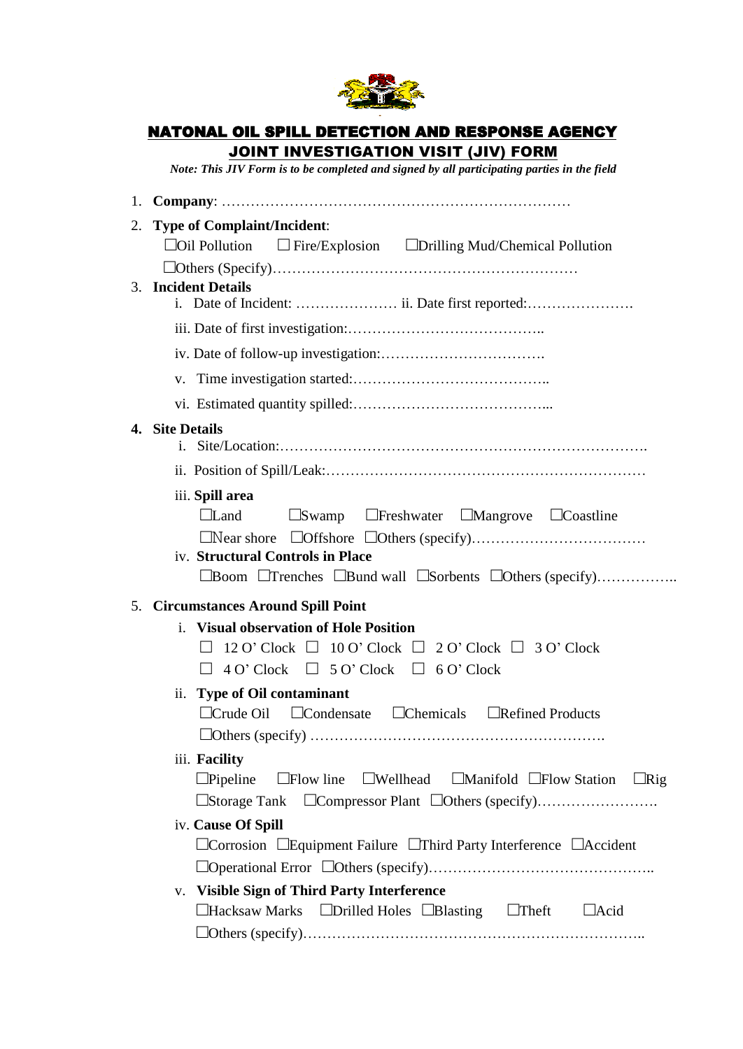# NATONAL OIL SPILL DETECTION AND RESPONSE AGENCY

## JOINT INVESTIGATION VISIT (JIV) FORM

*Note: This JIV Form is to be completed and signed by all participating parties in the field*

1. **Company**: ……………………………………………………………………
2. **Type of Complaint/Incident**:
   ☐Oil Pollution ☐ Fire/Explosion ☐Drilling Mud/Chemical Pollution
   ☐Others (Specify)………………………………………………………
3. **Incident Details**
   i. Date of Incident: ………………… ii. Date first reported:………………….
   iii. Date of first investigation:…………………………………..
   iv. Date of follow-up investigation:…………………………….
   v. Time investigation started:…………………………………..
   vi. Estimated quantity spilled:…………………………………...
4. **Site Details**
   i. Site/Location:…………………………………………………………………….
   ii. Position of Spill/Leak:…………………………………………………………
   iii. **Spill area**
   ☐Land ☐Swamp ☐Freshwater ☐Mangrove ☐Coastline
   ☐Near shore ☐Offshore ☐Others (specify)………………………………
   iv. **Structural Controls in Place**
   ☐Boom ☐Trenches ☐Bund wall ☐Sorbents ☐Others (specify)……………..
5. **Circumstances Around Spill Point**
   i. **Visual observation of Hole Position**
   ☐ 12 O' Clock ☐ 10 O' Clock ☐ 2 O' Clock ☐ 3 O' Clock
   ☐ 4 O' Clock ☐ 5 O' Clock ☐ 6 O' Clock
   ii. **Type of Oil contaminant**
   ☐Crude Oil ☐Condensate ☐Chemicals ☐Refined Products
   ☐Others (specify) …………………………………………………….
   iii. **Facility**
   ☐Pipeline ☐Flow line ☐Wellhead ☐Manifold ☐Flow Station ☐Rig
   ☐Storage Tank ☐Compressor Plant ☐Others (specify)…………………….
   iv. **Cause Of Spill**
   ☐Corrosion ☐Equipment Failure ☐Third Party Interference ☐Accident
   ☐Operational Error ☐Others (specify)………………………………………..
   v. **Visible Sign of Third Party Interference**
   ☐Hacksaw Marks ☐Drilled Holes ☐Blasting ☐Theft ☐Acid
   ☐Others (specify)……………………………………………………………..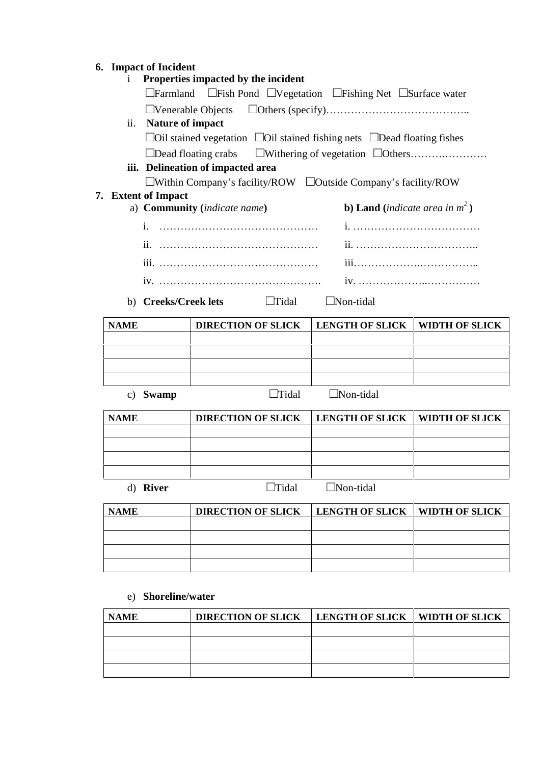**6. Impact of Incident**

i **Properties impacted by the incident**

☐Farmland ☐Fish Pond ☐Vegetation ☐Fishing Net ☐Surface water

☐Venerable Objects ☐Others (specify)…………………………………..

ii. **Nature of impact**

☐Oil stained vegetation ☐Oil stained fishing nets ☐Dead floating fishes

☐Dead floating crabs ☐Withering of vegetation ☐Others……….…………

**iii. Delineation of impacted area**

☐Within Company's facility/ROW ☐Outside Company's facility/ROW

**7. Extent of Impact**

a) **Community (***indicate name***)**

i. ………………………………………

ii. ………………………………………

iii. ………………………………………

iv. ……………………………………….

**b) Land (***indicate area in* $m^2$ **)**

i. ………………………………

ii. ……………………………..

iii……………….……………..

iv. ………………..……………

b) **Creeks/Creek lets** ☐Tidal ☐Non-tidal

| NAME | DIRECTION OF SLICK | LENGTH OF SLICK | WIDTH OF SLICK |
|---|---|---|---|
| | | | |
| | | | |
| | | | |
| | | | |

c) **Swamp** ☐Tidal ☐Non-tidal

| NAME | DIRECTION OF SLICK | LENGTH OF SLICK | WIDTH OF SLICK |
|---|---|---|---|
| | | | |
| | | | |
| | | | |
| | | | |

d) **River** ☐Tidal ☐Non-tidal

| NAME | DIRECTION OF SLICK | LENGTH OF SLICK | WIDTH OF SLICK |
|---|---|---|---|
| | | | |
| | | | |
| | | | |
| | | | |

e) **Shoreline/water**

| NAME | DIRECTION OF SLICK | LENGTH OF SLICK | WIDTH OF SLICK |
|---|---|---|---|
| | | | |
| | | | |
| | | | |
| | | | |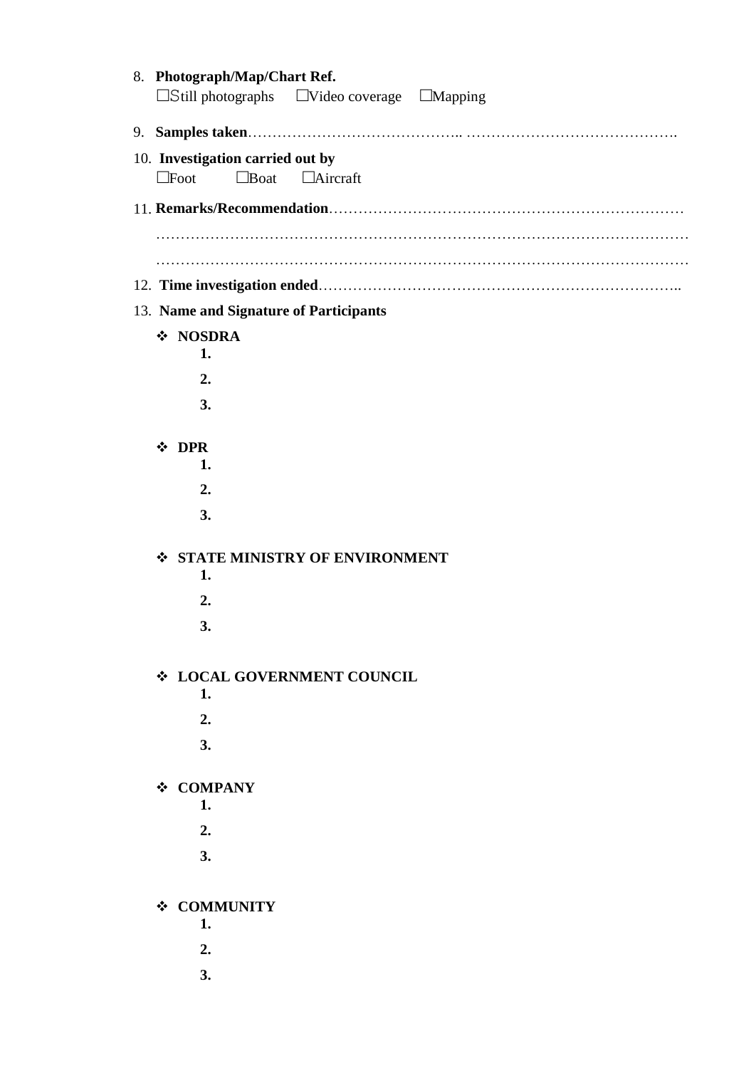8. **Photograph/Map/Chart Ref.**
   ☐Still photographs ☐Video coverage ☐Mapping

9. **Samples taken**……………………………………….. …………………………………….

10. **Investigation carried out by**
    ☐Foot ☐Boat ☐Aircraft

11. **Remarks/Recommendation**………………………………………………………………
    ………………………………………………………………………………………………
    ………………………………………………………………………………………………

12. **Time investigation ended**………………………………………………………………..

13. **Name and Signature of Participants**

❖ **NOSDRA**

**1.**

**2.**

**3.**

❖ **DPR**

**1.**

**2.**

**3.**

❖ **STATE MINISTRY OF ENVIRONMENT**

**1.**

**2.**

**3.**

❖ **LOCAL GOVERNMENT COUNCIL**

**1.**

**2.**

**3.**

❖ **COMPANY**

**1.**

**2.**

**3.**

❖ **COMMUNITY**

**1.**

**2.**

**3.**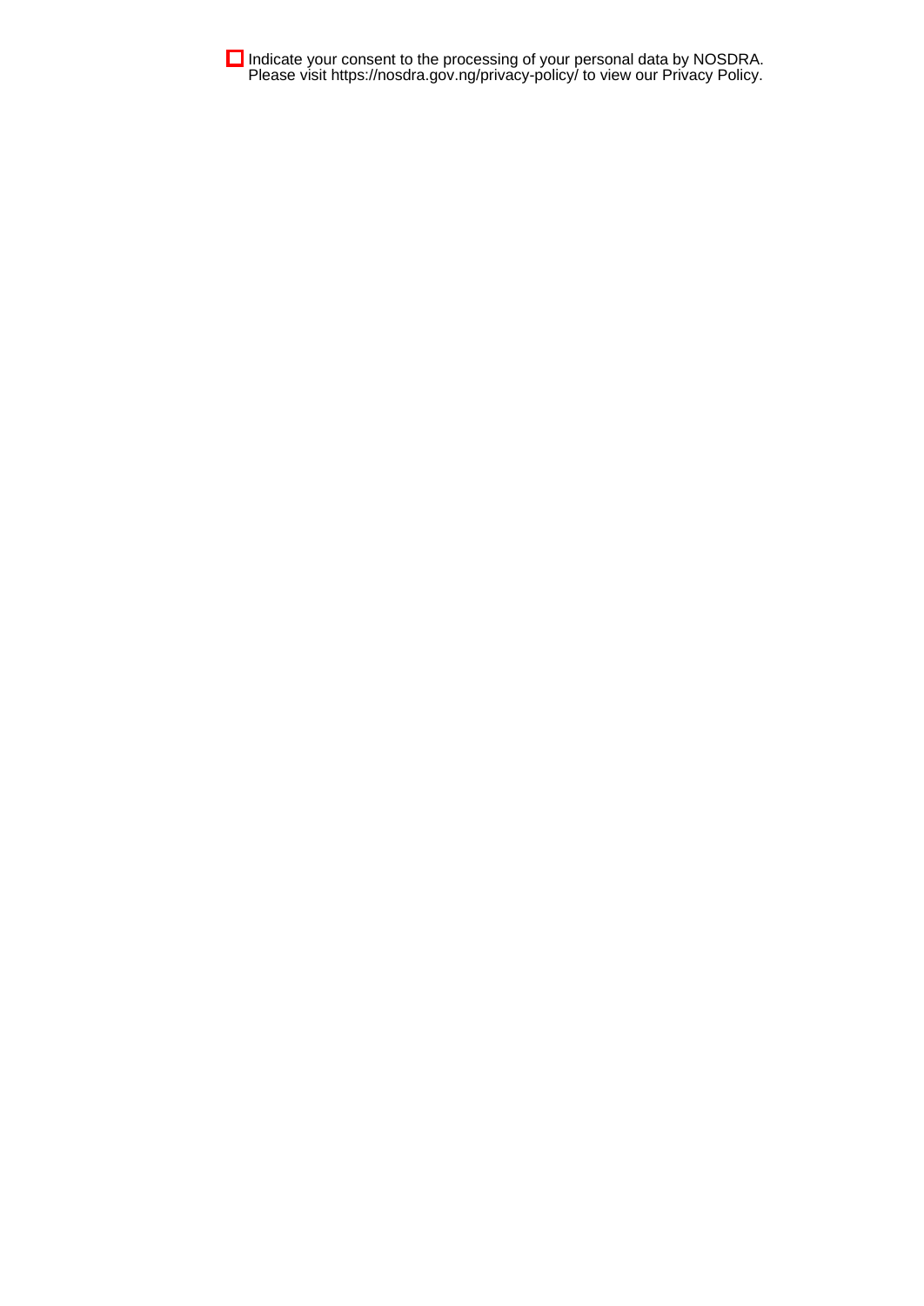- [ ] Indicate your consent to the processing of your personal data by NOSDRA. Please visit https://nosdra.gov.ng/privacy-policy/ to view our Privacy Policy.